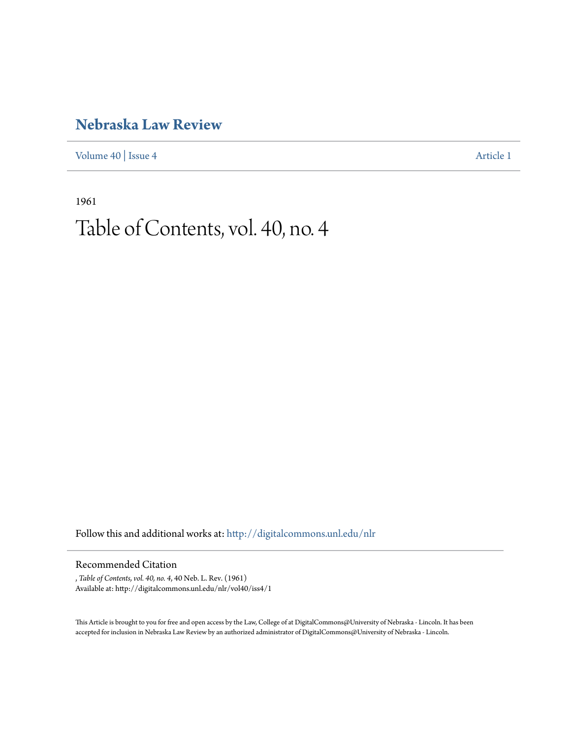# Nebraska Law Review

Volume 40 | Issue 4 Article 1

1961

# Table of Contents, vol. 40, no. 4

Follow this and additional works at: http://digitalcommons.unl.edu/nlr

## Recommended Citation

, *Table of Contents, vol. 40, no. 4*, 40 Neb. L. Rev. (1961)
Available at: http://digitalcommons.unl.edu/nlr/vol40/iss4/1

This Article is brought to you for free and open access by the Law, College of at DigitalCommons@University of Nebraska - Lincoln. It has been accepted for inclusion in Nebraska Law Review by an authorized administrator of DigitalCommons@University of Nebraska - Lincoln.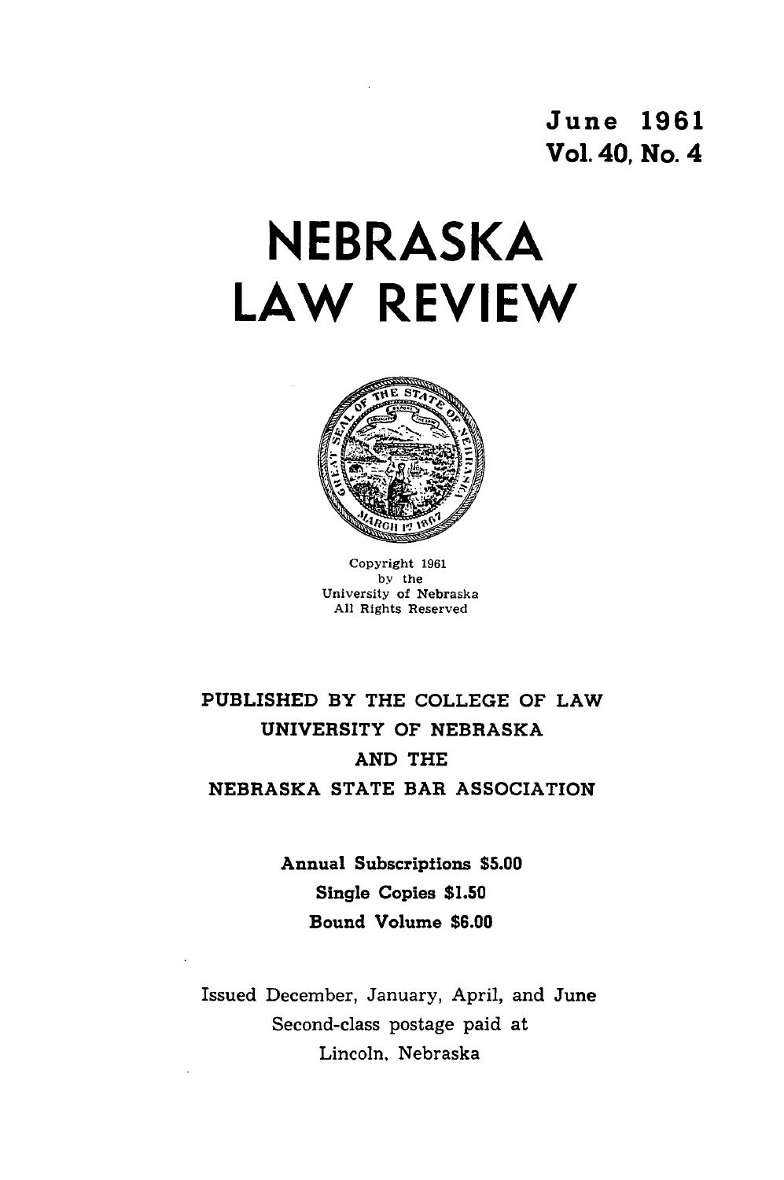June 1961
Vol. 40, No. 4

# NEBRASKA LAW REVIEW

Copyright 1961
by the
University of Nebraska
All Rights Reserved

PUBLISHED BY THE COLLEGE OF LAW
UNIVERSITY OF NEBRASKA
AND THE
NEBRASKA STATE BAR ASSOCIATION

**Annual Subscriptions $5.00**
**Single Copies $1.50**
**Bound Volume $6.00**

Issued December, January, April, and June
Second-class postage paid at
Lincoln, Nebraska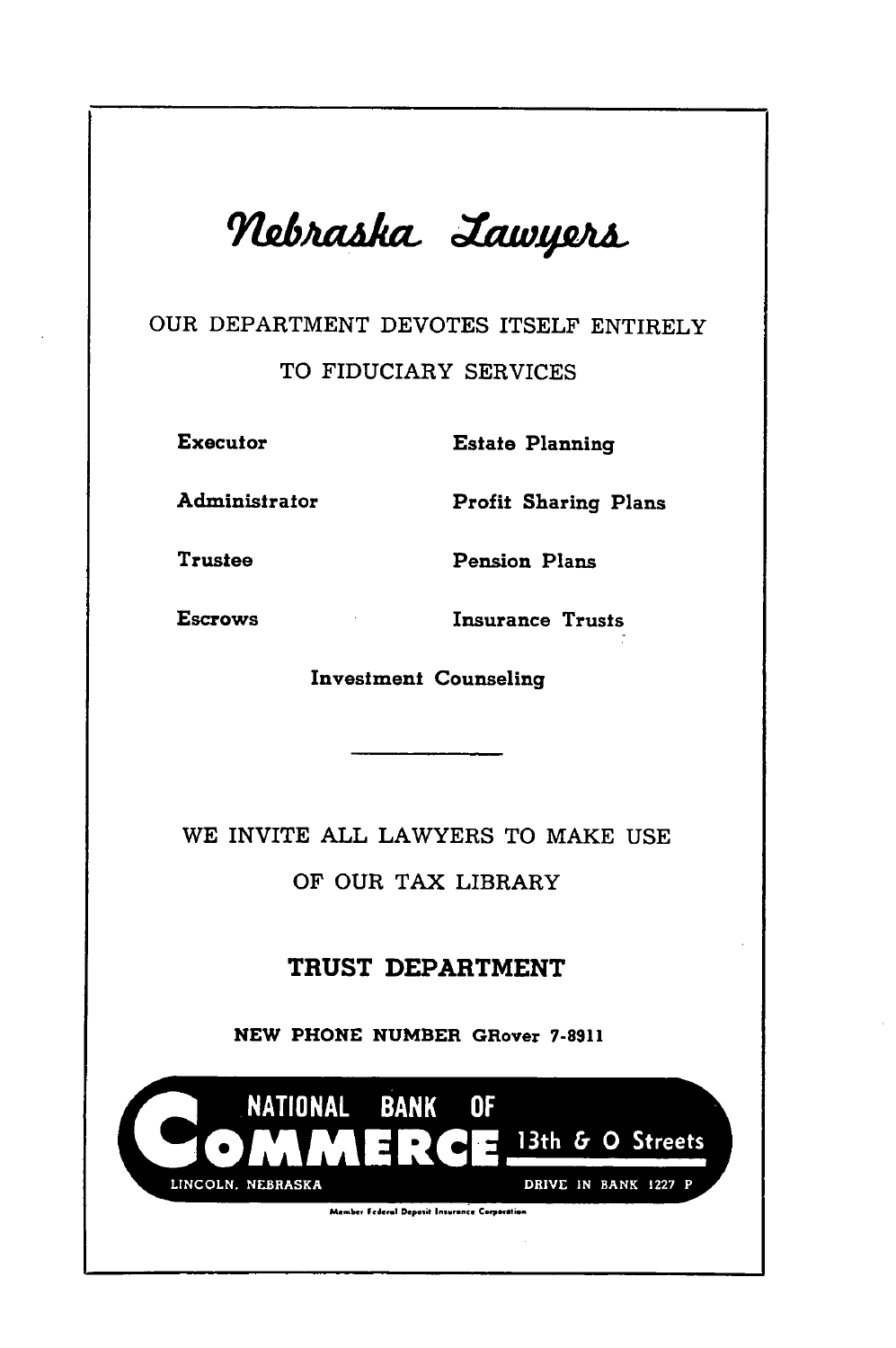# *Nebraska Lawyers*

OUR DEPARTMENT DEVOTES ITSELF ENTIRELY TO FIDUCIARY SERVICES

**Executor** | **Estate Planning**

**Administrator** | **Profit Sharing Plans**

**Trustee** | **Pension Plans**

**Escrows** | **Insurance Trusts**

**Investment Counseling**

---

WE INVITE ALL LAWYERS TO MAKE USE OF OUR TAX LIBRARY

**TRUST DEPARTMENT**

**NEW PHONE NUMBER GRover 7-8911**

**NATIONAL BANK OF COMMERCE** 13th & O Streets

LINCOLN, NEBRASKA — DRIVE IN BANK 1227 P

Member Federal Deposit Insurance Corporation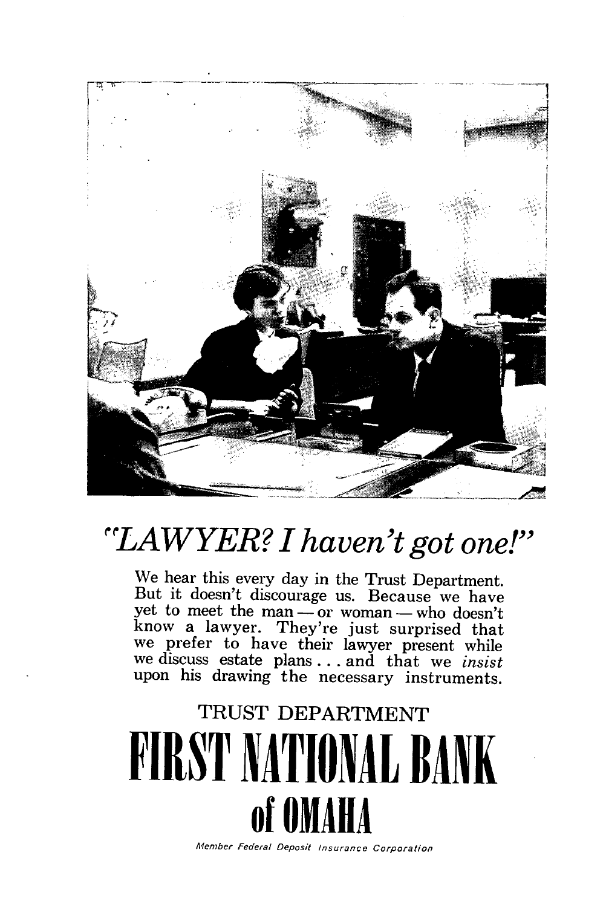## "LAWYER? I haven't got one!"

We hear this every day in the Trust Department. But it doesn't discourage us. Because we have yet to meet the man — or woman — who doesn't know a lawyer. They're just surprised that we prefer to have their lawyer present while we discuss estate plans . . . and that we *insist* upon his drawing the necessary instruments.

TRUST DEPARTMENT

# FIRST NATIONAL BANK of OMAHA

*Member Federal Deposit Insurance Corporation*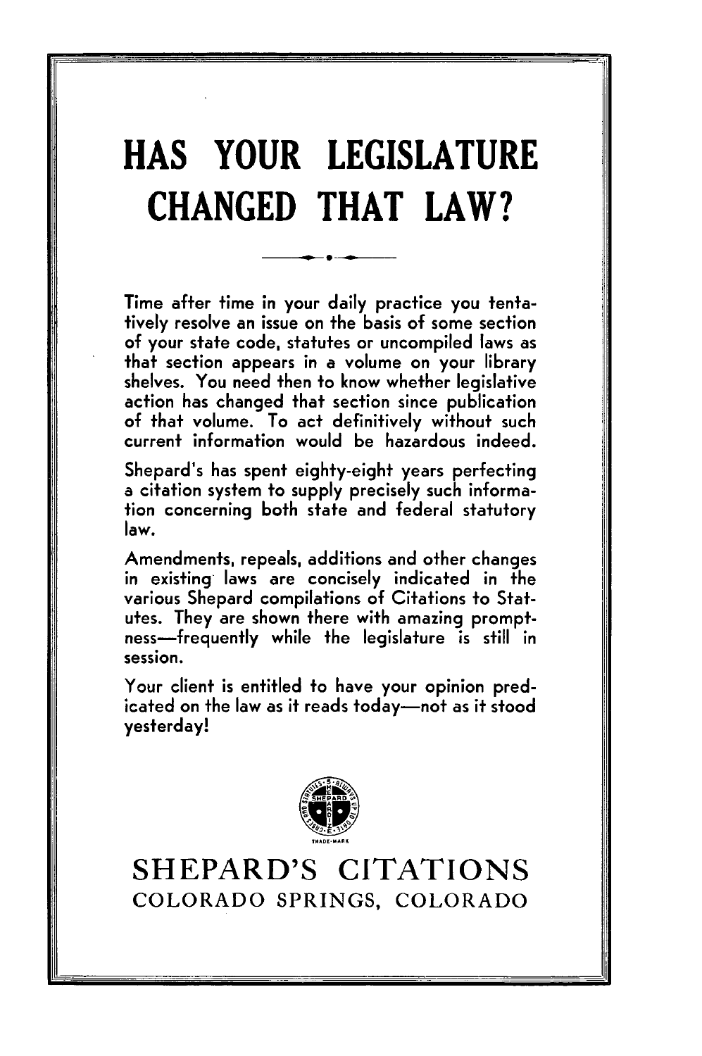# HAS YOUR LEGISLATURE CHANGED THAT LAW?

Time after time in your daily practice you tentatively resolve an issue on the basis of some section of your state code, statutes or uncompiled laws as that section appears in a volume on your library shelves. You need then to know whether legislative action has changed that section since publication of that volume. To act definitively without such current information would be hazardous indeed.

Shepard's has spent eighty-eight years perfecting a citation system to supply precisely such information concerning both state and federal statutory law.

Amendments, repeals, additions and other changes in existing laws are concisely indicated in the various Shepard compilations of Citations to Statutes. They are shown there with amazing promptness—frequently while the legislature is still in session.

Your client is entitled to have your opinion predicated on the law as it reads today—not as it stood yesterday!

TRADE-MARK

## SHEPARD'S CITATIONS

COLORADO SPRINGS, COLORADO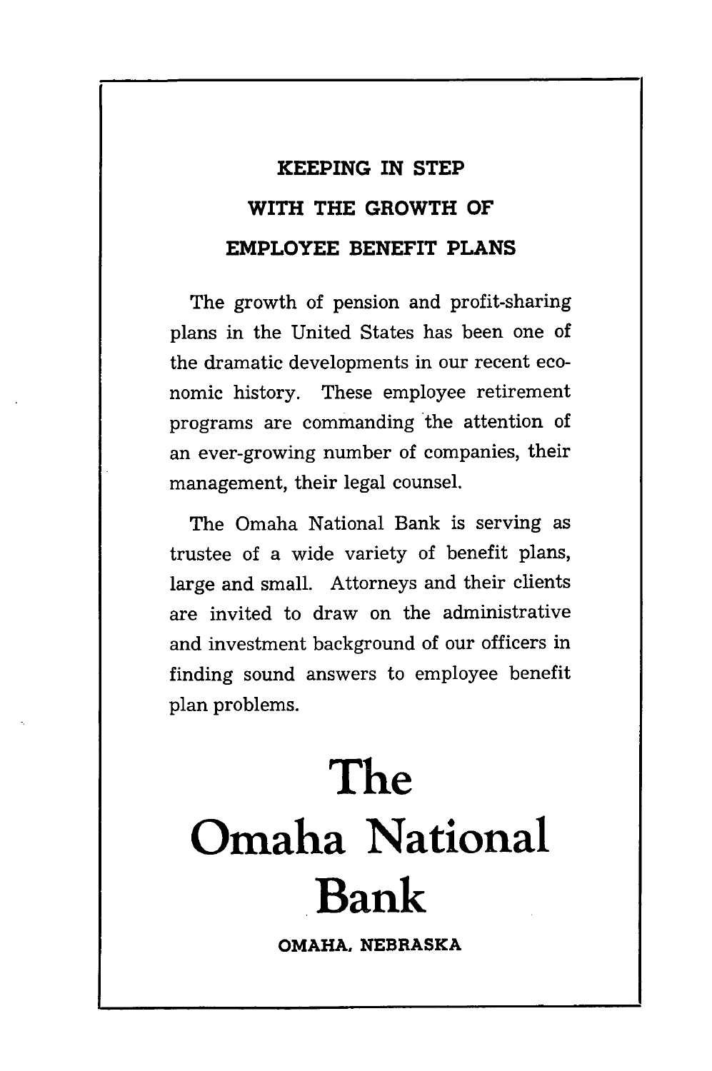## KEEPING IN STEP WITH THE GROWTH OF EMPLOYEE BENEFIT PLANS

The growth of pension and profit-sharing plans in the United States has been one of the dramatic developments in our recent economic history. These employee retirement programs are commanding the attention of an ever-growing number of companies, their management, their legal counsel.

The Omaha National Bank is serving as trustee of a wide variety of benefit plans, large and small. Attorneys and their clients are invited to draw on the administrative and investment background of our officers in finding sound answers to employee benefit plan problems.

# The Omaha National Bank

**OMAHA, NEBRASKA**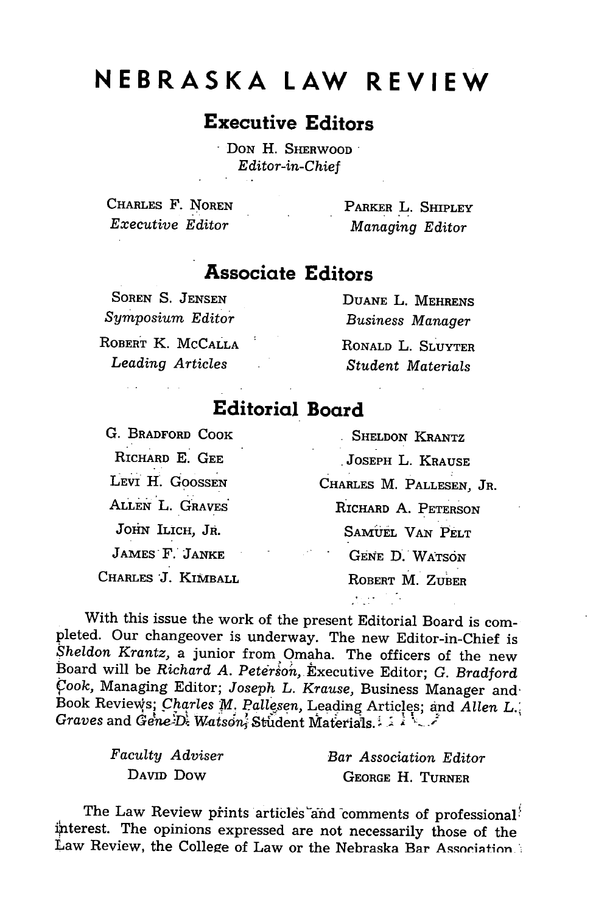# NEBRASKA LAW REVIEW

## Executive Editors

DON H. SHERWOOD
*Editor-in-Chief*

CHARLES F. NOREN
*Executive Editor*

PARKER L. SHIPLEY
*Managing Editor*

## Associate Editors

SOREN S. JENSEN
*Symposium Editor*

DUANE L. MEHRENS
*Business Manager*

ROBERT K. MCCALLA
*Leading Articles*

RONALD L. SLUYTER
*Student Materials*

## Editorial Board

G. BRADFORD COOK
RICHARD E. GEE
LEVI H. GOOSSEN
ALLEN L. GRAVES
JOHN ILICH, JR.
JAMES F. JANKE
CHARLES J. KIMBALL
SHELDON KRANTZ
JOSEPH L. KRAUSE
CHARLES M. PALLESEN, JR.
RICHARD A. PETERSON
SAMUEL VAN PELT
GENE D. WATSON
ROBERT M. ZUBER

With this issue the work of the present Editorial Board is completed. Our changeover is underway. The new Editor-in-Chief is *Sheldon Krantz*, a junior from Omaha. The officers of the new Board will be *Richard A. Peterson*, Executive Editor; *G. Bradford Cook*, Managing Editor; *Joseph L. Krause*, Business Manager and Book Reviews; *Charles M. Pallesen*, Leading Articles; and *Allen L. Graves* and *Gene D. Watson*, Student Materials.

*Faculty Adviser*
DAVID DOW

*Bar Association Editor*
GEORGE H. TURNER

The Law Review prints articles and comments of professional interest. The opinions expressed are not necessarily those of the Law Review, the College of Law or the Nebraska Bar Association.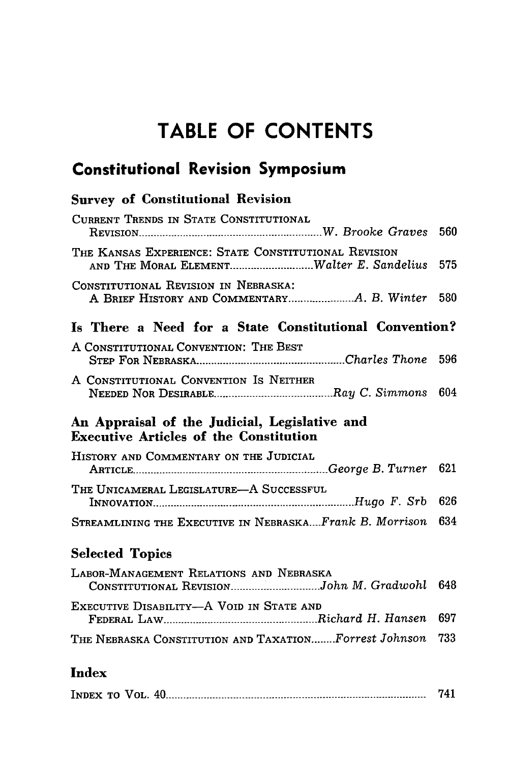# TABLE OF CONTENTS

## Constitutional Revision Symposium

### Survey of Constitutional Revision

CURRENT TRENDS IN STATE CONSTITUTIONAL REVISION ........ *W. Brooke Graves* 560

THE KANSAS EXPERIENCE: STATE CONSTITUTIONAL REVISION AND THE MORAL ELEMENT ........ *Walter E. Sandelius* 575

CONSTITUTIONAL REVISION IN NEBRASKA: A BRIEF HISTORY AND COMMENTARY ........ *A. B. Winter* 580

### Is There a Need for a State Constitutional Convention?

A CONSTITUTIONAL CONVENTION: THE BEST STEP FOR NEBRASKA ........ *Charles Thone* 596

A CONSTITUTIONAL CONVENTION IS NEITHER NEEDED NOR DESIRABLE ........ *Ray C. Simmons* 604

### An Appraisal of the Judicial, Legislative and Executive Articles of the Constitution

HISTORY AND COMMENTARY ON THE JUDICIAL ARTICLE ........ *George B. Turner* 621

THE UNICAMERAL LEGISLATURE—A SUCCESSFUL INNOVATION ........ *Hugo F. Srb* 626

STREAMLINING THE EXECUTIVE IN NEBRASKA ........ *Frank B. Morrison* 634

### Selected Topics

LABOR-MANAGEMENT RELATIONS AND NEBRASKA CONSTITUTIONAL REVISION ........ *John M. Gradwohl* 648

EXECUTIVE DISABILITY—A VOID IN STATE AND FEDERAL LAW ........ *Richard H. Hansen* 697

THE NEBRASKA CONSTITUTION AND TAXATION ........ *Forrest Johnson* 733

### Index

INDEX TO VOL. 40 ........ 741